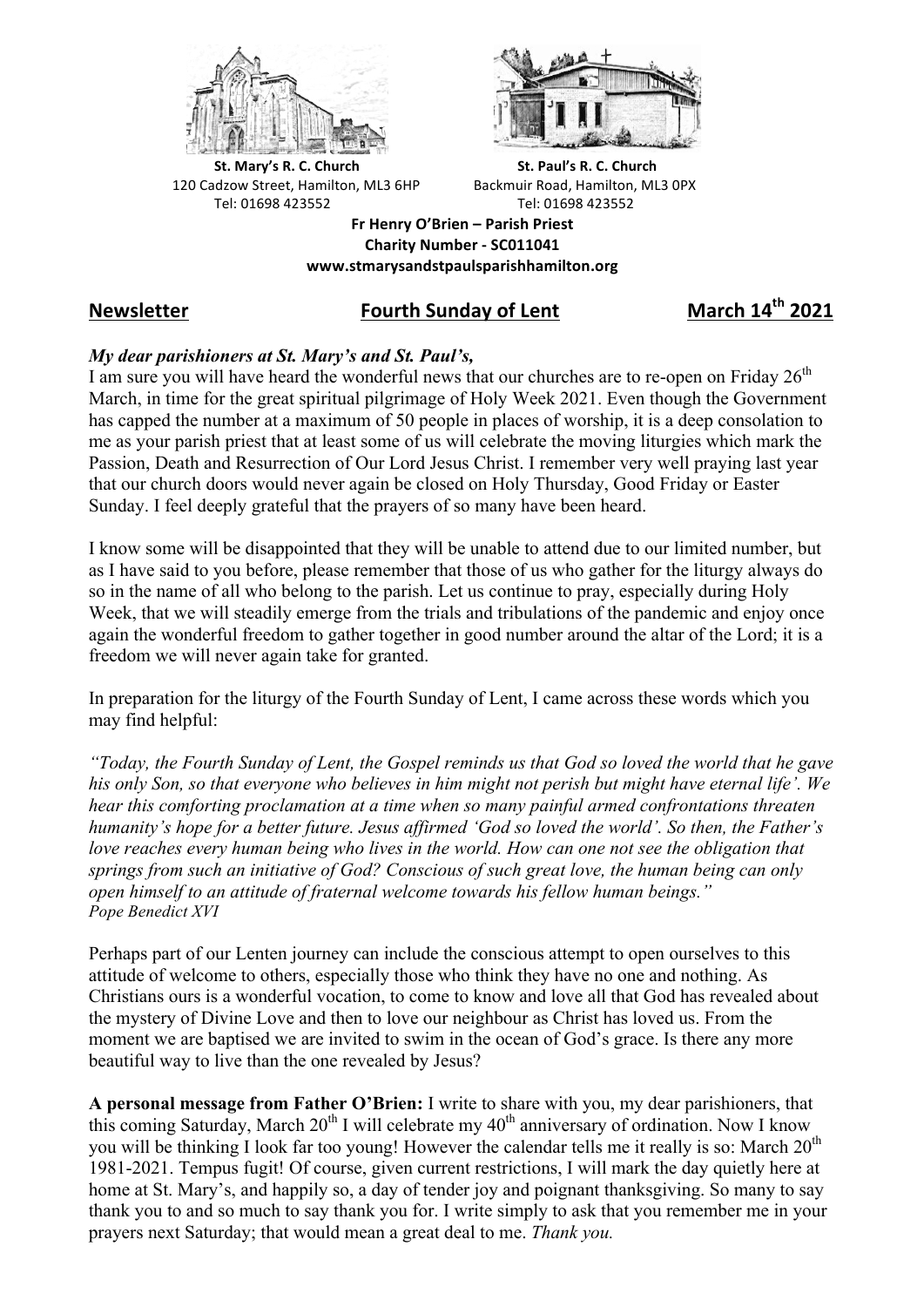**St. Mary's R. C. Church**
120 Cadzow Street, Hamilton, ML3 6HP
Tel: 01698 423552

**St. Paul's R. C. Church**
Backmuir Road, Hamilton, ML3 0PX
Tel: 01698 423552

**Fr Henry O'Brien – Parish Priest**
**Charity Number - SC011041**
**www.stmarysandstpaulsparishhamilton.org**

## Newsletter — Fourth Sunday of Lent — March 14th 2021

***My dear parishioners at St. Mary's and St. Paul's,***

I am sure you will have heard the wonderful news that our churches are to re-open on Friday 26th March, in time for the great spiritual pilgrimage of Holy Week 2021. Even though the Government has capped the number at a maximum of 50 people in places of worship, it is a deep consolation to me as your parish priest that at least some of us will celebrate the moving liturgies which mark the Passion, Death and Resurrection of Our Lord Jesus Christ. I remember very well praying last year that our church doors would never again be closed on Holy Thursday, Good Friday or Easter Sunday. I feel deeply grateful that the prayers of so many have been heard.

I know some will be disappointed that they will be unable to attend due to our limited number, but as I have said to you before, please remember that those of us who gather for the liturgy always do so in the name of all who belong to the parish. Let us continue to pray, especially during Holy Week, that we will steadily emerge from the trials and tribulations of the pandemic and enjoy once again the wonderful freedom to gather together in good number around the altar of the Lord; it is a freedom we will never again take for granted.

In preparation for the liturgy of the Fourth Sunday of Lent, I came across these words which you may find helpful:

*"Today, the Fourth Sunday of Lent, the Gospel reminds us that God so loved the world that he gave his only Son, so that everyone who believes in him might not perish but might have eternal life'. We hear this comforting proclamation at a time when so many painful armed confrontations threaten humanity's hope for a better future. Jesus affirmed 'God so loved the world'. So then, the Father's love reaches every human being who lives in the world. How can one not see the obligation that springs from such an initiative of God? Conscious of such great love, the human being can only open himself to an attitude of fraternal welcome towards his fellow human beings."*
*Pope Benedict XVI*

Perhaps part of our Lenten journey can include the conscious attempt to open ourselves to this attitude of welcome to others, especially those who think they have no one and nothing. As Christians ours is a wonderful vocation, to come to know and love all that God has revealed about the mystery of Divine Love and then to love our neighbour as Christ has loved us. From the moment we are baptised we are invited to swim in the ocean of God's grace. Is there any more beautiful way to live than the one revealed by Jesus?

**A personal message from Father O'Brien:** I write to share with you, my dear parishioners, that this coming Saturday, March 20th I will celebrate my 40th anniversary of ordination. Now I know you will be thinking I look far too young! However the calendar tells me it really is so: March 20th 1981-2021. Tempus fugit! Of course, given current restrictions, I will mark the day quietly here at home at St. Mary's, and happily so, a day of tender joy and poignant thanksgiving. So many to say thank you to and so much to say thank you for. I write simply to ask that you remember me in your prayers next Saturday; that would mean a great deal to me. *Thank you.*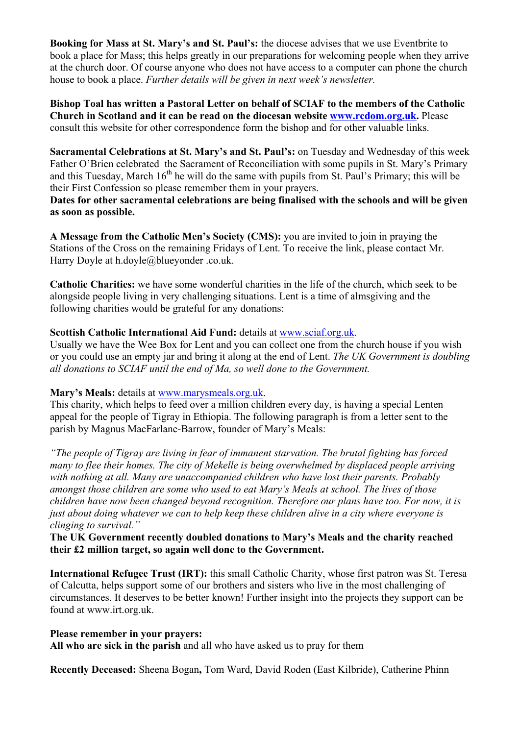**Booking for Mass at St. Mary's and St. Paul's:** the diocese advises that we use Eventbrite to book a place for Mass; this helps greatly in our preparations for welcoming people when they arrive at the church door. Of course anyone who does not have access to a computer can phone the church house to book a place. *Further details will be given in next week's newsletter.*

**Bishop Toal has written a Pastoral Letter on behalf of SCIAF to the members of the Catholic Church in Scotland and it can be read on the diocesan website [www.rcdom.org.uk](http://www.rcdom.org.uk).** Please consult this website for other correspondence form the bishop and for other valuable links.

**Sacramental Celebrations at St. Mary's and St. Paul's:** on Tuesday and Wednesday of this week Father O'Brien celebrated the Sacrament of Reconciliation with some pupils in St. Mary's Primary and this Tuesday, March 16th he will do the same with pupils from St. Paul's Primary; this will be their First Confession so please remember them in your prayers.
**Dates for other sacramental celebrations are being finalised with the schools and will be given as soon as possible.**

**A Message from the Catholic Men's Society (CMS):** you are invited to join in praying the Stations of the Cross on the remaining Fridays of Lent. To receive the link, please contact Mr. Harry Doyle at h.doyle@blueyonder .co.uk.

**Catholic Charities:** we have some wonderful charities in the life of the church, which seek to be alongside people living in very challenging situations. Lent is a time of almsgiving and the following charities would be grateful for any donations:

**Scottish Catholic International Aid Fund:** details at [www.sciaf.org.uk](http://www.sciaf.org.uk).
Usually we have the Wee Box for Lent and you can collect one from the church house if you wish or you could use an empty jar and bring it along at the end of Lent. *The UK Government is doubling all donations to SCIAF until the end of Ma, so well done to the Government.*

**Mary's Meals:** details at [www.marysmeals.org.uk](http://www.marysmeals.org.uk).
This charity, which helps to feed over a million children every day, is having a special Lenten appeal for the people of Tigray in Ethiopia. The following paragraph is from a letter sent to the parish by Magnus MacFarlane-Barrow, founder of Mary's Meals:

*"The people of Tigray are living in fear of immanent starvation. The brutal fighting has forced many to flee their homes. The city of Mekelle is being overwhelmed by displaced people arriving with nothing at all. Many are unaccompanied children who have lost their parents. Probably amongst those children are some who used to eat Mary's Meals at school. The lives of those children have now been changed beyond recognition. Therefore our plans have too. For now, it is just about doing whatever we can to help keep these children alive in a city where everyone is clinging to survival."*
**The UK Government recently doubled donations to Mary's Meals and the charity reached their £2 million target, so again well done to the Government.**

**International Refugee Trust (IRT):** this small Catholic Charity, whose first patron was St. Teresa of Calcutta, helps support some of our brothers and sisters who live in the most challenging of circumstances. It deserves to be better known! Further insight into the projects they support can be found at www.irt.org.uk.

**Please remember in your prayers:**
**All who are sick in the parish** and all who have asked us to pray for them

**Recently Deceased:** Sheena Bogan**,** Tom Ward, David Roden (East Kilbride), Catherine Phinn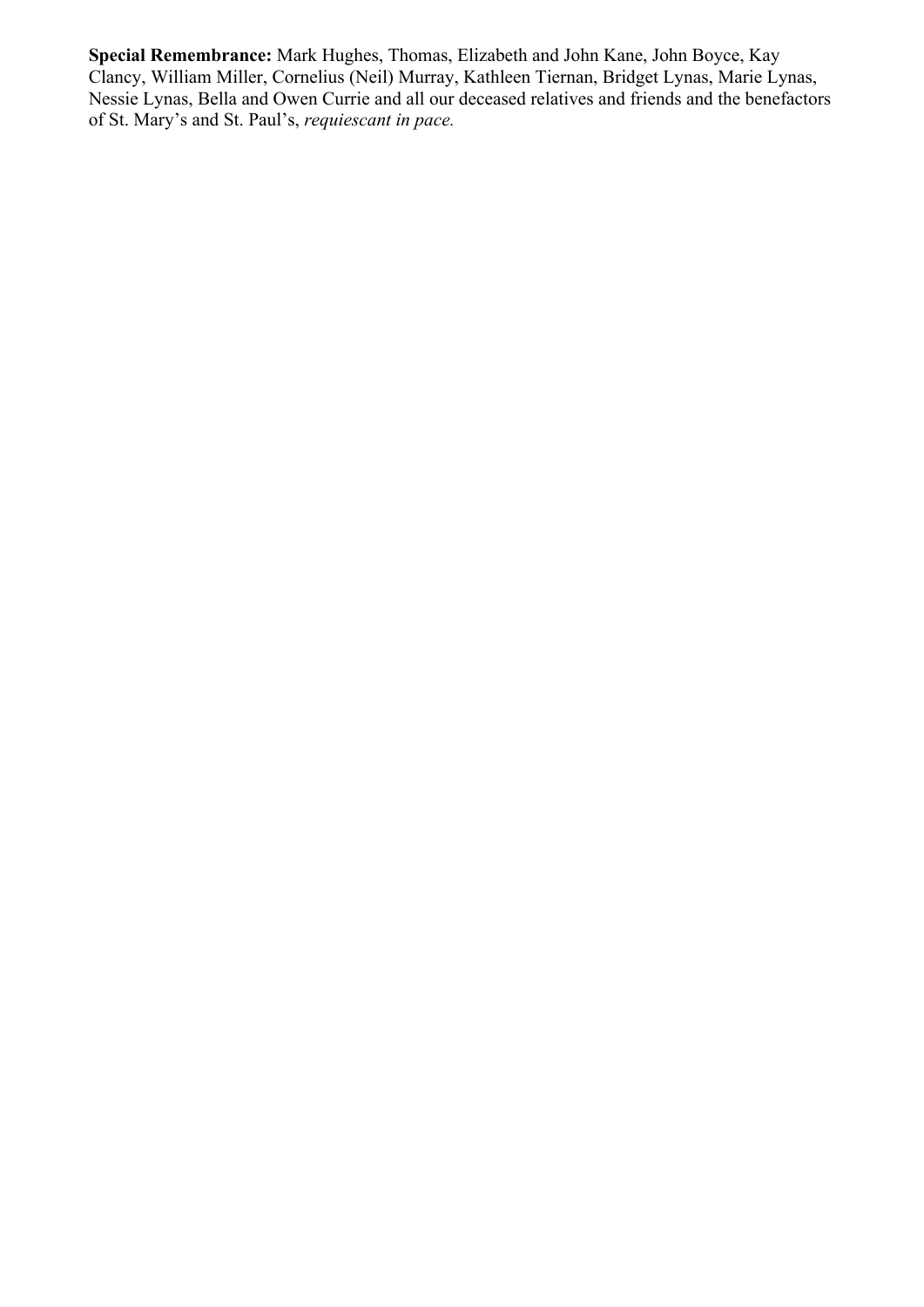**Special Remembrance:** Mark Hughes, Thomas, Elizabeth and John Kane, John Boyce, Kay Clancy, William Miller, Cornelius (Neil) Murray, Kathleen Tiernan, Bridget Lynas, Marie Lynas, Nessie Lynas, Bella and Owen Currie and all our deceased relatives and friends and the benefactors of St. Mary's and St. Paul's, *requiescant in pace.*